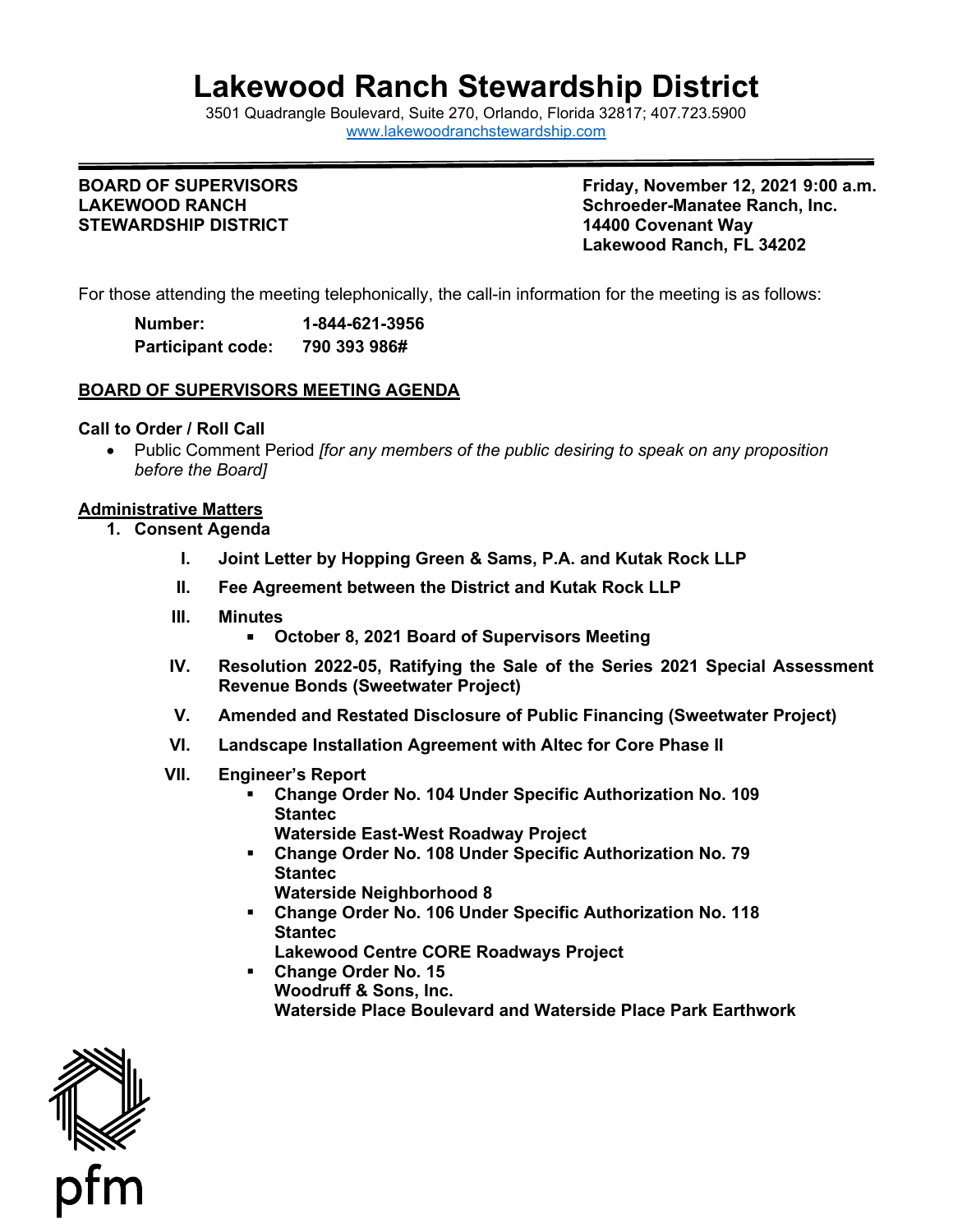# Lakewood Ranch Stewardship District

3501 Quadrangle Boulevard, Suite 270, Orlando, Florida 32817; 407.723.5900
www.lakewoodranchstewardship.com

**BOARD OF SUPERVISORS**
**LAKEWOOD RANCH**
**STEWARDSHIP DISTRICT**

**Friday, November 12, 2021 9:00 a.m.**
**Schroeder-Manatee Ranch, Inc.**
**14400 Covenant Way**
**Lakewood Ranch, FL 34202**

For those attending the meeting telephonically, the call-in information for the meeting is as follows:

**Number:** **1-844-621-3956**
**Participant code:** **790 393 986#**

## BOARD OF SUPERVISORS MEETING AGENDA

**Call to Order / Roll Call**

- Public Comment Period *[for any members of the public desiring to speak on any proposition before the Board]*

**Administrative Matters**

1. **Consent Agenda**
   - I. **Joint Letter by Hopping Green & Sams, P.A. and Kutak Rock LLP**
   - II. **Fee Agreement between the District and Kutak Rock LLP**
   - III. **Minutes**
     - **October 8, 2021 Board of Supervisors Meeting**
   - IV. **Resolution 2022-05, Ratifying the Sale of the Series 2021 Special Assessment Revenue Bonds (Sweetwater Project)**
   - V. **Amended and Restated Disclosure of Public Financing (Sweetwater Project)**
   - VI. **Landscape Installation Agreement with Altec for Core Phase II**
   - VII. **Engineer's Report**
     - **Change Order No. 104 Under Specific Authorization No. 109**
       **Stantec**
       **Waterside East-West Roadway Project**
     - **Change Order No. 108 Under Specific Authorization No. 79**
       **Stantec**
       **Waterside Neighborhood 8**
     - **Change Order No. 106 Under Specific Authorization No. 118**
       **Stantec**
       **Lakewood Centre CORE Roadways Project**
     - **Change Order No. 15**
       **Woodruff & Sons, Inc.**
       **Waterside Place Boulevard and Waterside Place Park Earthwork**

pfm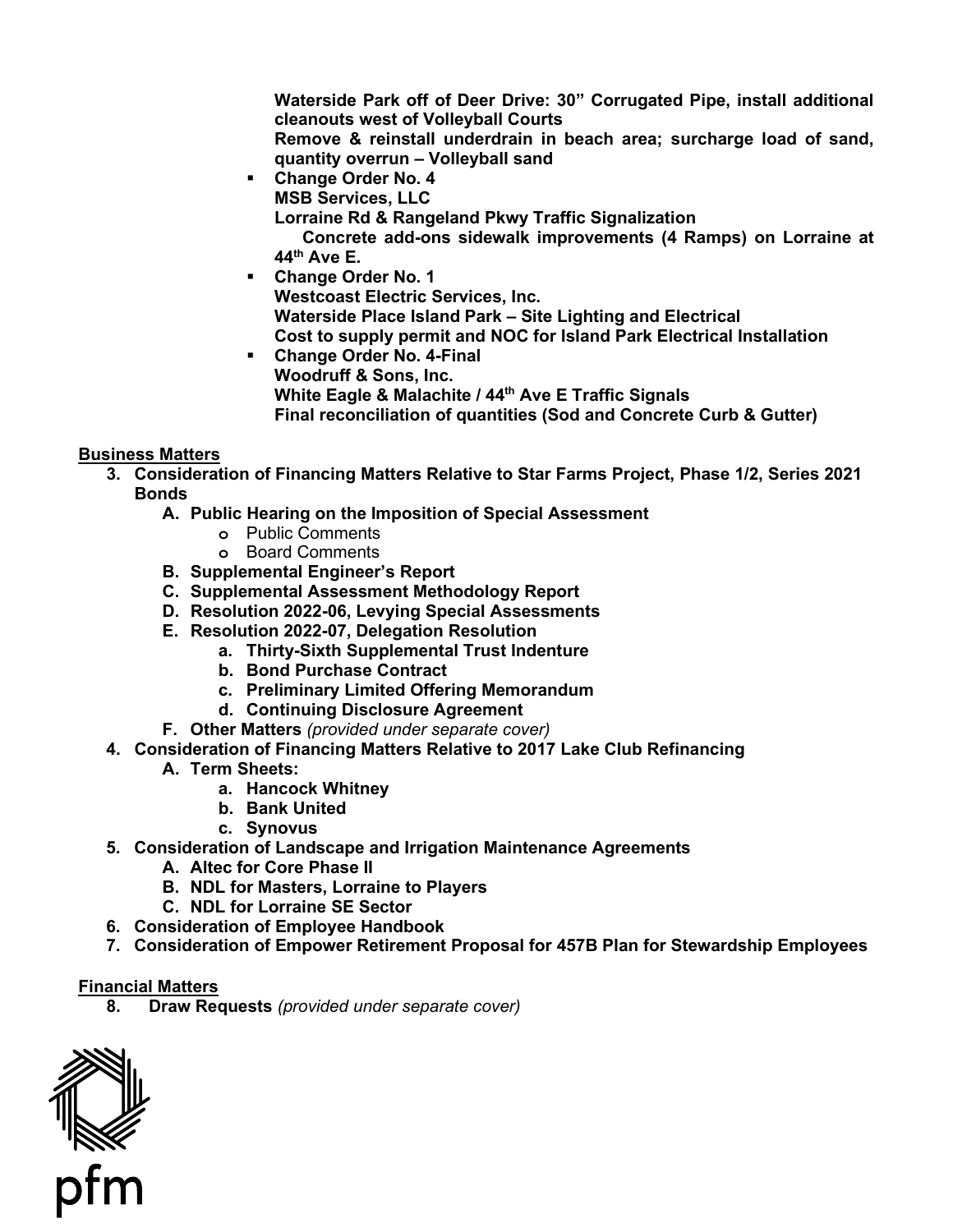**Waterside Park off of Deer Drive: 30" Corrugated Pipe, install additional cleanouts west of Volleyball Courts**
**Remove & reinstall underdrain in beach area; surcharge load of sand, quantity overrun – Volleyball sand**

- **Change Order No. 4**
  **MSB Services, LLC**
  **Lorraine Rd & Rangeland Pkwy Traffic Signalization**
  **Concrete add-ons sidewalk improvements (4 Ramps) on Lorraine at 44th Ave E.**
- **Change Order No. 1**
  **Westcoast Electric Services, Inc.**
  **Waterside Place Island Park – Site Lighting and Electrical**
  **Cost to supply permit and NOC for Island Park Electrical Installation**
- **Change Order No. 4-Final**
  **Woodruff & Sons, Inc.**
  **White Eagle & Malachite / 44th Ave E Traffic Signals**
  **Final reconciliation of quantities (Sod and Concrete Curb & Gutter)**

**Business Matters**

3. **Consideration of Financing Matters Relative to Star Farms Project, Phase 1/2, Series 2021 Bonds**
   A. **Public Hearing on the Imposition of Special Assessment**
      - Public Comments
      - Board Comments
   B. **Supplemental Engineer's Report**
   C. **Supplemental Assessment Methodology Report**
   D. **Resolution 2022-06, Levying Special Assessments**
   E. **Resolution 2022-07, Delegation Resolution**
      a. **Thirty-Sixth Supplemental Trust Indenture**
      b. **Bond Purchase Contract**
      c. **Preliminary Limited Offering Memorandum**
      d. **Continuing Disclosure Agreement**
   F. **Other Matters** *(provided under separate cover)*
4. **Consideration of Financing Matters Relative to 2017 Lake Club Refinancing**
   A. **Term Sheets:**
      a. **Hancock Whitney**
      b. **Bank United**
      c. **Synovus**
5. **Consideration of Landscape and Irrigation Maintenance Agreements**
   A. **Altec for Core Phase II**
   B. **NDL for Masters, Lorraine to Players**
   C. **NDL for Lorraine SE Sector**
6. **Consideration of Employee Handbook**
7. **Consideration of Empower Retirement Proposal for 457B Plan for Stewardship Employees**

**Financial Matters**

8. **Draw Requests** *(provided under separate cover)*

pfm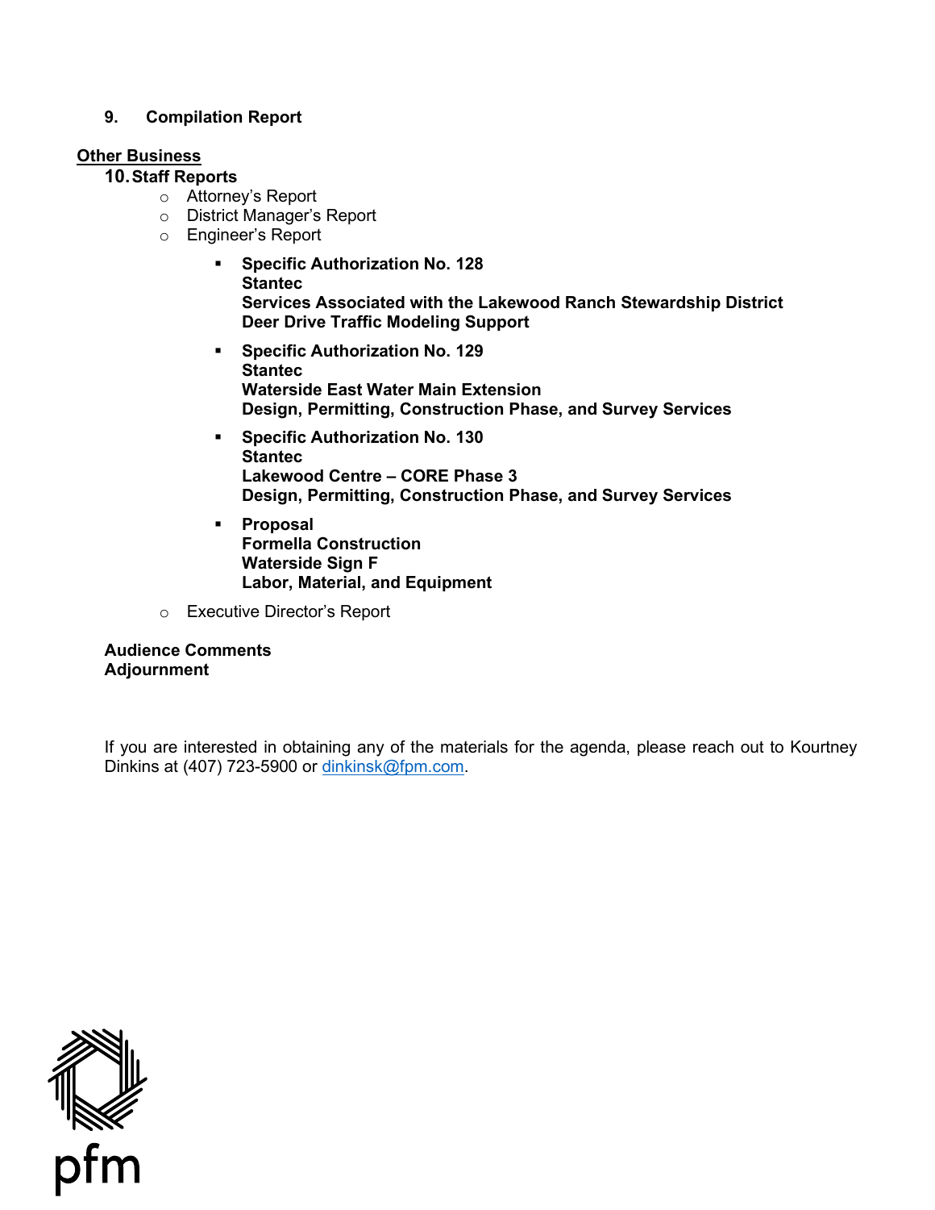**9. Compilation Report**

**Other Business**

**10. Staff Reports**

- Attorney's Report
- District Manager's Report
- Engineer's Report
  - **Specific Authorization No. 128**
    **Stantec**
    **Services Associated with the Lakewood Ranch Stewardship District**
    **Deer Drive Traffic Modeling Support**
  - **Specific Authorization No. 129**
    **Stantec**
    **Waterside East Water Main Extension**
    **Design, Permitting, Construction Phase, and Survey Services**
  - **Specific Authorization No. 130**
    **Stantec**
    **Lakewood Centre – CORE Phase 3**
    **Design, Permitting, Construction Phase, and Survey Services**
  - **Proposal**
    **Formella Construction**
    **Waterside Sign F**
    **Labor, Material, and Equipment**
- Executive Director's Report

**Audience Comments**

**Adjournment**

If you are interested in obtaining any of the materials for the agenda, please reach out to Kourtney Dinkins at (407) 723-5900 or dinkinsk@fpm.com.

pfm